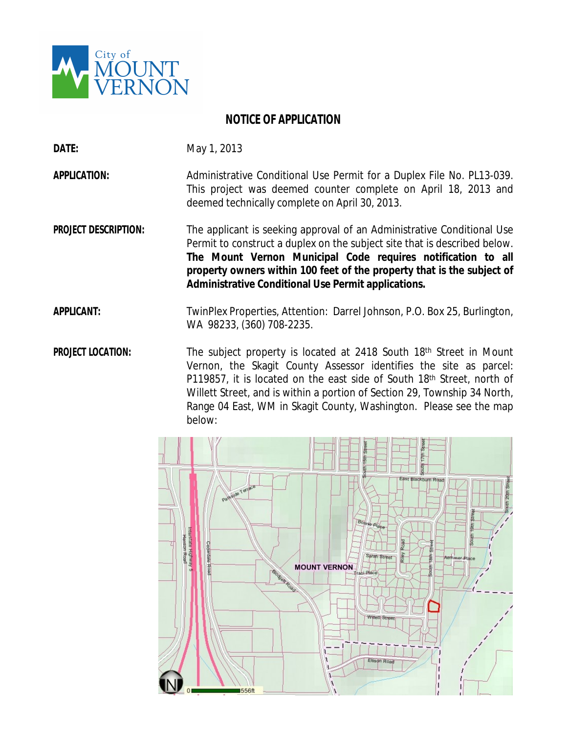City of MOUNT VERNON

# NOTICE OF APPLICATION

**DATE:** May 1, 2013

**APPLICATION:** Administrative Conditional Use Permit for a Duplex File No. PL13-039. This project was deemed counter complete on April 18, 2013 and deemed technically complete on April 30, 2013.

**PROJECT DESCRIPTION:** The applicant is seeking approval of an Administrative Conditional Use Permit to construct a duplex on the subject site that is described below. **The Mount Vernon Municipal Code requires notification to all property owners within 100 feet of the property that is the subject of Administrative Conditional Use Permit applications.**

**APPLICANT:** TwinPlex Properties, Attention: Darrel Johnson, P.O. Box 25, Burlington, WA 98233, (360) 708-2235.

**PROJECT LOCATION:** The subject property is located at 2418 South 18th Street in Mount Vernon, the Skagit County Assessor identifies the site as parcel: P119857, it is located on the east side of South 18th Street, north of Willett Street, and is within a portion of Section 29, Township 34 North, Range 04 East, WM in Skagit County, Washington. Please see the map below: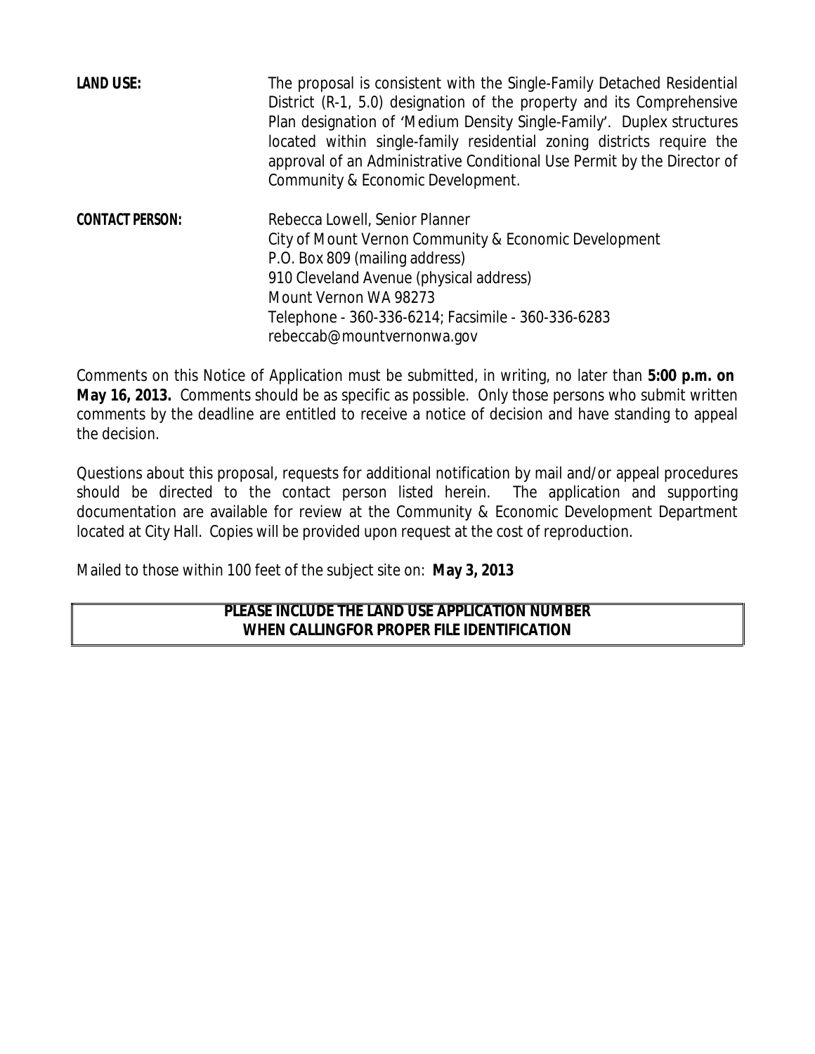**LAND USE:** The proposal is consistent with the Single-Family Detached Residential District (R-1, 5.0) designation of the property and its Comprehensive Plan designation of 'Medium Density Single-Family'. Duplex structures located within single-family residential zoning districts require the approval of an Administrative Conditional Use Permit by the Director of Community & Economic Development.

**CONTACT PERSON:** Rebecca Lowell, Senior Planner
City of Mount Vernon Community & Economic Development
P.O. Box 809 (mailing address)
910 Cleveland Avenue (physical address)
Mount Vernon WA 98273
Telephone - 360-336-6214; Facsimile - 360-336-6283
rebeccab@mountvernonwa.gov

Comments on this Notice of Application must be submitted, in writing, no later than **5:00 p.m. on May 16, 2013.** Comments should be as specific as possible. Only those persons who submit written comments by the deadline are entitled to receive a notice of decision and have standing to appeal the decision.

Questions about this proposal, requests for additional notification by mail and/or appeal procedures should be directed to the contact person listed herein. The application and supporting documentation are available for review at the Community & Economic Development Department located at City Hall. Copies will be provided upon request at the cost of reproduction.

Mailed to those within 100 feet of the subject site on: **May 3, 2013**

**PLEASE INCLUDE THE LAND USE APPLICATION NUMBER WHEN CALLINGFOR PROPER FILE IDENTIFICATION**